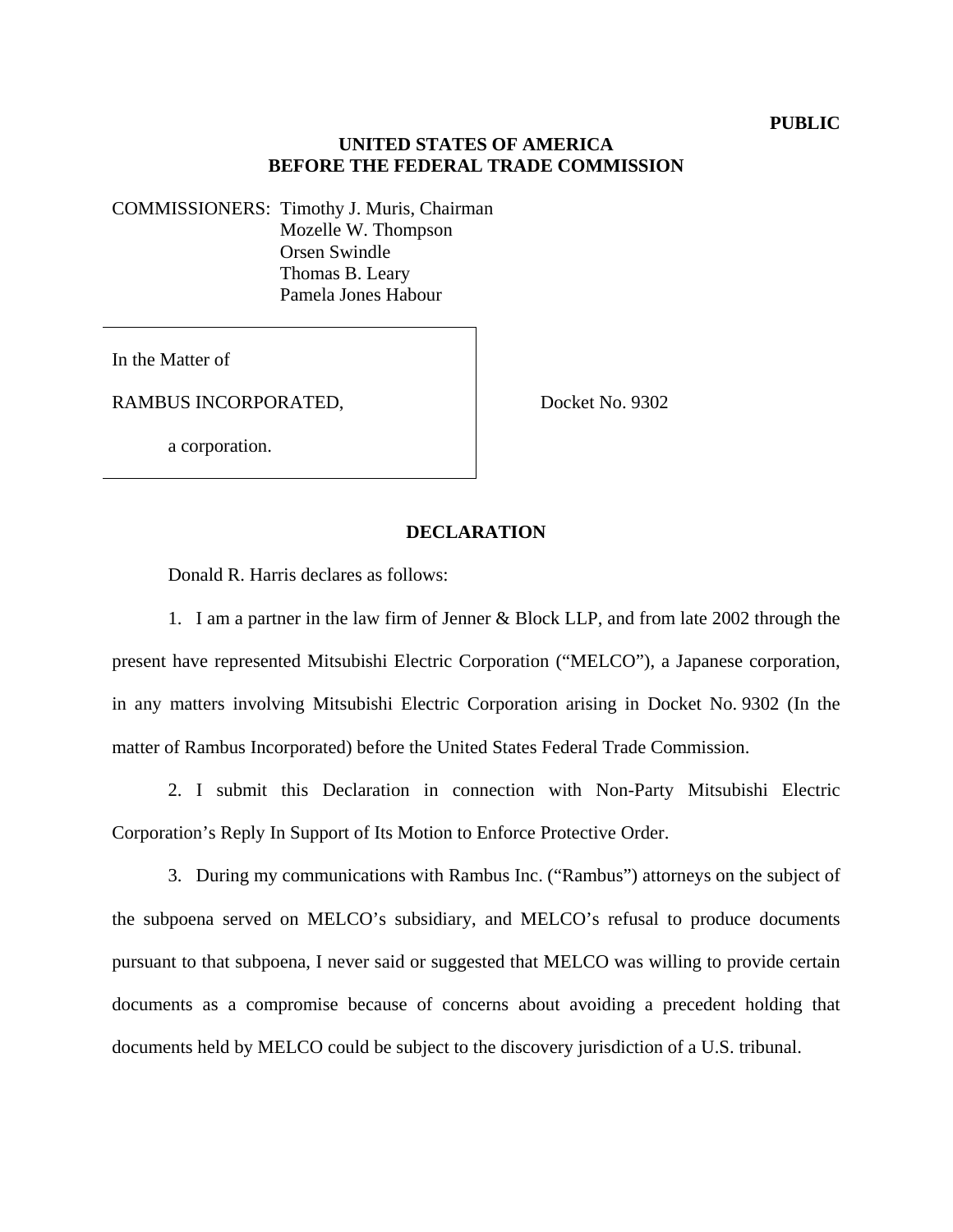**PUBLIC**

**UNITED STATES OF AMERICA**
**BEFORE THE FEDERAL TRADE COMMISSION**

COMMISSIONERS: Timothy J. Muris, Chairman
Mozelle W. Thompson
Orsen Swindle
Thomas B. Leary
Pamela Jones Habour

| | |
|---|---|
| In the Matter of<br><br>RAMBUS INCORPORATED,<br><br>a corporation. | Docket No. 9302 |

**DECLARATION**

Donald R. Harris declares as follows:

1. I am a partner in the law firm of Jenner & Block LLP, and from late 2002 through the present have represented Mitsubishi Electric Corporation ("MELCO"), a Japanese corporation, in any matters involving Mitsubishi Electric Corporation arising in Docket No. 9302 (In the matter of Rambus Incorporated) before the United States Federal Trade Commission.

2. I submit this Declaration in connection with Non-Party Mitsubishi Electric Corporation's Reply In Support of Its Motion to Enforce Protective Order.

3. During my communications with Rambus Inc. ("Rambus") attorneys on the subject of the subpoena served on MELCO's subsidiary, and MELCO's refusal to produce documents pursuant to that subpoena, I never said or suggested that MELCO was willing to provide certain documents as a compromise because of concerns about avoiding a precedent holding that documents held by MELCO could be subject to the discovery jurisdiction of a U.S. tribunal.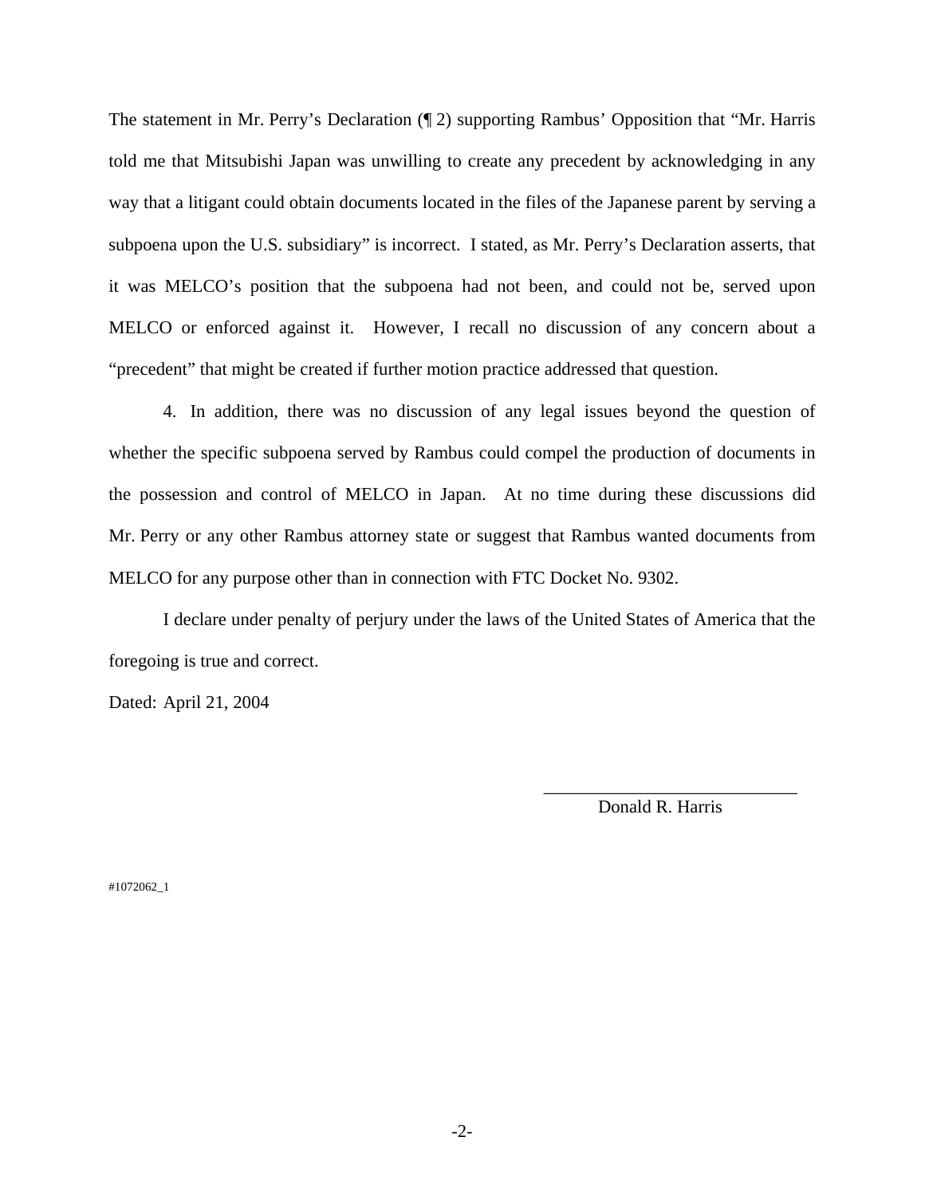The statement in Mr. Perry's Declaration (¶ 2) supporting Rambus' Opposition that "Mr. Harris told me that Mitsubishi Japan was unwilling to create any precedent by acknowledging in any way that a litigant could obtain documents located in the files of the Japanese parent by serving a subpoena upon the U.S. subsidiary" is incorrect. I stated, as Mr. Perry's Declaration asserts, that it was MELCO's position that the subpoena had not been, and could not be, served upon MELCO or enforced against it. However, I recall no discussion of any concern about a "precedent" that might be created if further motion practice addressed that question.

4. In addition, there was no discussion of any legal issues beyond the question of whether the specific subpoena served by Rambus could compel the production of documents in the possession and control of MELCO in Japan. At no time during these discussions did Mr. Perry or any other Rambus attorney state or suggest that Rambus wanted documents from MELCO for any purpose other than in connection with FTC Docket No. 9302.

I declare under penalty of perjury under the laws of the United States of America that the foregoing is true and correct.

Dated: April 21, 2004

____________________________

Donald R. Harris

#1072062_1